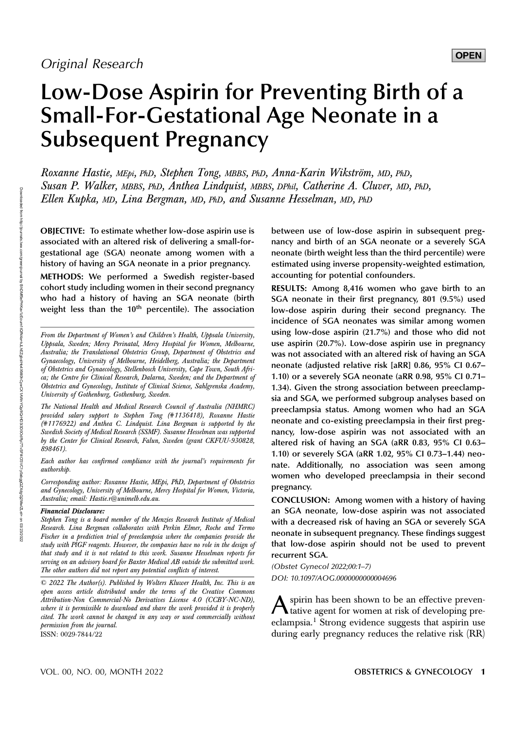Original Research

# Low-Dose Aspirin for Preventing Birth of a Small-For-Gestational Age Neonate in a Subsequent Pregnancy

*Roxanne Hastie, MEpi, PhD, Stephen Tong, MBBS, PhD, Anna-Karin Wikström, MD, PhD, Susan P. Walker, MBBS, PhD, Anthea Lindquist, MBBS, DPhil, Catherine A. Cluver, MD, PhD, Ellen Kupka, MD, Lina Bergman, MD, PhD, and Susanne Hesselman, MD, PhD*

**OBJECTIVE:** To estimate whether low-dose aspirin use is associated with an altered risk of delivering a small-for-gestational age (SGA) neonate among women with a history of having an SGA neonate in a prior pregnancy.

**METHODS:** We performed a Swedish register-based cohort study including women in their second pregnancy who had a history of having an SGA neonate (birth weight less than the 10th percentile). The association between use of low-dose aspirin in subsequent pregnancy and birth of an SGA neonate or a severely SGA neonate (birth weight less than the third percentile) were estimated using inverse propensity-weighted estimation, accounting for potential confounders.

**RESULTS:** Among 8,416 women who gave birth to an SGA neonate in their first pregnancy, 801 (9.5%) used low-dose aspirin during their second pregnancy. The incidence of SGA neonates was similar among women using low-dose aspirin (21.7%) and those who did not use aspirin (20.7%). Low-dose aspirin use in pregnancy was not associated with an altered risk of having an SGA neonate (adjusted relative risk [aRR] 0.86, 95% CI 0.67–1.10) or a severely SGA neonate (aRR 0.98, 95% CI 0.71–1.34). Given the strong association between preeclampsia and SGA, we performed subgroup analyses based on preeclampsia status. Among women who had an SGA neonate and co-existing preeclampsia in their first pregnancy, low-dose aspirin was not associated with an altered risk of having an SGA (aRR 0.83, 95% CI 0.63–1.10) or severely SGA (aRR 1.02, 95% CI 0.73–1.44) neonate. Additionally, no association was seen among women who developed preeclampsia in their second pregnancy.

**CONCLUSION:** Among women with a history of having an SGA neonate, low-dose aspirin was not associated with a decreased risk of having an SGA or severely SGA neonate in subsequent pregnancy. These findings suggest that low-dose aspirin should not be used to prevent recurrent SGA.

*(Obstet Gynecol 2022;00:1–7)*

*DOI: 10.1097/AOG.0000000000004696*

*From the Department of Women's and Children's Health, Uppsala University, Uppsala, Sweden; Mercy Perinatal, Mercy Hospital for Women, Melbourne, Australia; the Translational Obstetrics Group, Department of Obstetrics and Gynaecology, University of Melbourne, Heidelberg, Australia; the Department of Obstetrics and Gynaecology, Stellenbosch University, Cape Town, South Africa; the Centre for Clinical Research, Dalarna, Sweden; and the Department of Obstetrics and Gynecology, Institute of Clinical Science, Sahlgrenska Academy, University of Gothenburg, Gothenburg, Sweden.*

*The National Health and Medical Research Council of Australia (NHMRC) provided salary support to Stephen Tong (#1136418), Roxanne Hastie (#1176922) and Anthea C. Lindquist. Lina Bergman is supported by the Swedish Society of Medical Research (SSMF). Susanne Hesselman was supported by the Center for Clinical Research, Falun, Sweden (grant CKFUU-930828, 898461).*

*Each author has confirmed compliance with the journal's requirements for authorship.*

*Corresponding author: Roxanne Hastie, MEpi, PhD, Department of Obstetrics and Gynecology, University of Melbourne, Mercy Hospital for Women, Victoria, Australia; email: Hastie.r@unimelb.edu.au.*

***Financial Disclosure:***

*Stephen Tong is a board member of the Menzies Research Institute of Medical Research. Lina Bergman collaborates with Perkin Elmer, Roche and Termo Fischer in a prediction trial of preeclampsia where the companies provide the study with PlGF reagents. However, the companies have no role in the design of that study and it is not related to this work. Susanne Hesselman reports for serving on an advisory board for Baxter Medical AB outside the submitted work. The other authors did not report any potential conflicts of interest.*

*© 2022 The Author(s). Published by Wolters Kluwer Health, Inc. This is an open access article distributed under the terms of the Creative Commons Attribution-Non Commercial-No Derivatives License 4.0 (CCBY-NC-ND), where it is permissible to download and share the work provided it is properly cited. The work cannot be changed in any way or used commercially without permission from the journal.*

ISSN: 0029-7844/22

Aspirin has been shown to be an effective preventative agent for women at risk of developing preeclampsia.[1] Strong evidence suggests that aspirin use during early pregnancy reduces the relative risk (RR)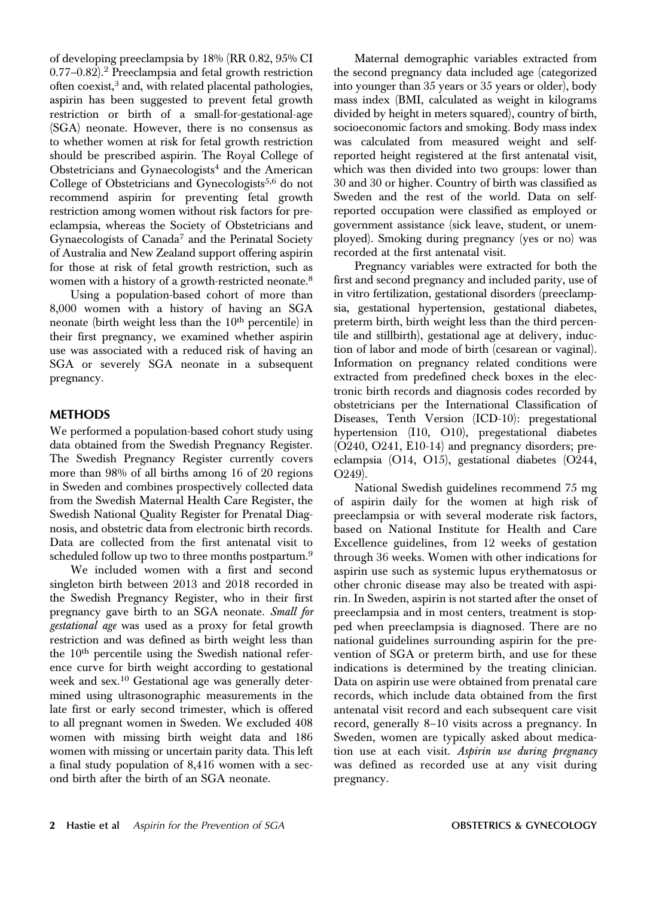of developing preeclampsia by 18% (RR 0.82, 95% CI 0.77–0.82).[2] Preeclampsia and fetal growth restriction often coexist,[3] and, with related placental pathologies, aspirin has been suggested to prevent fetal growth restriction or birth of a small-for-gestational-age (SGA) neonate. However, there is no consensus as to whether women at risk for fetal growth restriction should be prescribed aspirin. The Royal College of Obstetricians and Gynaecologists[4] and the American College of Obstetricians and Gynecologists[5,6] do not recommend aspirin for preventing fetal growth restriction among women without risk factors for preeclampsia, whereas the Society of Obstetricians and Gynaecologists of Canada[7] and the Perinatal Society of Australia and New Zealand support offering aspirin for those at risk of fetal growth restriction, such as women with a history of a growth-restricted neonate.[8]

Using a population-based cohort of more than 8,000 women with a history of having an SGA neonate (birth weight less than the 10th percentile) in their first pregnancy, we examined whether aspirin use was associated with a reduced risk of having an SGA or severely SGA neonate in a subsequent pregnancy.

## METHODS

We performed a population-based cohort study using data obtained from the Swedish Pregnancy Register. The Swedish Pregnancy Register currently covers more than 98% of all births among 16 of 20 regions in Sweden and combines prospectively collected data from the Swedish Maternal Health Care Register, the Swedish National Quality Register for Prenatal Diagnosis, and obstetric data from electronic birth records. Data are collected from the first antenatal visit to scheduled follow up two to three months postpartum.[9]

We included women with a first and second singleton birth between 2013 and 2018 recorded in the Swedish Pregnancy Register, who in their first pregnancy gave birth to an SGA neonate. *Small for gestational age* was used as a proxy for fetal growth restriction and was defined as birth weight less than the 10th percentile using the Swedish national reference curve for birth weight according to gestational week and sex.[10] Gestational age was generally determined using ultrasonographic measurements in the late first or early second trimester, which is offered to all pregnant women in Sweden. We excluded 408 women with missing birth weight data and 186 women with missing or uncertain parity data. This left a final study population of 8,416 women with a second birth after the birth of an SGA neonate.

Maternal demographic variables extracted from the second pregnancy data included age (categorized into younger than 35 years or 35 years or older), body mass index (BMI, calculated as weight in kilograms divided by height in meters squared), country of birth, socioeconomic factors and smoking. Body mass index was calculated from measured weight and self-reported height registered at the first antenatal visit, which was then divided into two groups: lower than 30 and 30 or higher. Country of birth was classified as Sweden and the rest of the world. Data on self-reported occupation were classified as employed or government assistance (sick leave, student, or unemployed). Smoking during pregnancy (yes or no) was recorded at the first antenatal visit.

Pregnancy variables were extracted for both the first and second pregnancy and included parity, use of in vitro fertilization, gestational disorders (preeclampsia, gestational hypertension, gestational diabetes, preterm birth, birth weight less than the third percentile and stillbirth), gestational age at delivery, induction of labor and mode of birth (cesarean or vaginal). Information on pregnancy related conditions were extracted from predefined check boxes in the electronic birth records and diagnosis codes recorded by obstetricians per the International Classification of Diseases, Tenth Version (ICD-10): pregestational hypertension (I10, O10), pregestational diabetes (O240, O241, E10-14) and pregnancy disorders; preeclampsia (O14, O15), gestational diabetes (O244, O249).

National Swedish guidelines recommend 75 mg of aspirin daily for the women at high risk of preeclampsia or with several moderate risk factors, based on National Institute for Health and Care Excellence guidelines, from 12 weeks of gestation through 36 weeks. Women with other indications for aspirin use such as systemic lupus erythematosus or other chronic disease may also be treated with aspirin. In Sweden, aspirin is not started after the onset of preeclampsia and in most centers, treatment is stopped when preeclampsia is diagnosed. There are no national guidelines surrounding aspirin for the prevention of SGA or preterm birth, and use for these indications is determined by the treating clinician. Data on aspirin use were obtained from prenatal care records, which include data obtained from the first antenatal visit record and each subsequent care visit record, generally 8–10 visits across a pregnancy. In Sweden, women are typically asked about medication use at each visit. *Aspirin use during pregnancy* was defined as recorded use at any visit during pregnancy.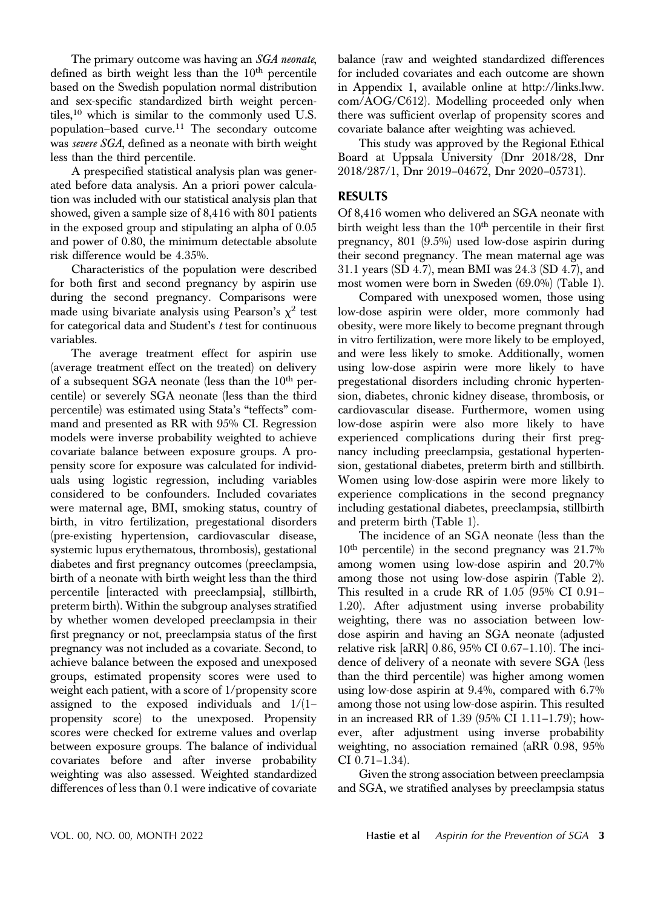The primary outcome was having an *SGA neonate*, defined as birth weight less than the 10th percentile based on the Swedish population normal distribution and sex-specific standardized birth weight percentiles,[10] which is similar to the commonly used U.S. population–based curve.[11] The secondary outcome was *severe SGA*, defined as a neonate with birth weight less than the third percentile.

A prespecified statistical analysis plan was generated before data analysis. An a priori power calculation was included with our statistical analysis plan that showed, given a sample size of 8,416 with 801 patients in the exposed group and stipulating an alpha of 0.05 and power of 0.80, the minimum detectable absolute risk difference would be 4.35%.

Characteristics of the population were described for both first and second pregnancy by aspirin use during the second pregnancy. Comparisons were made using bivariate analysis using Pearson's $\chi^2$ test for categorical data and Student's *t* test for continuous variables.

The average treatment effect for aspirin use (average treatment effect on the treated) on delivery of a subsequent SGA neonate (less than the 10th percentile) or severely SGA neonate (less than the third percentile) was estimated using Stata's "teffects" command and presented as RR with 95% CI. Regression models were inverse probability weighted to achieve covariate balance between exposure groups. A propensity score for exposure was calculated for individuals using logistic regression, including variables considered to be confounders. Included covariates were maternal age, BMI, smoking status, country of birth, in vitro fertilization, pregestational disorders (pre-existing hypertension, cardiovascular disease, systemic lupus erythematous, thrombosis), gestational diabetes and first pregnancy outcomes (preeclampsia, birth of a neonate with birth weight less than the third percentile [interacted with preeclampsia], stillbirth, preterm birth). Within the subgroup analyses stratified by whether women developed preeclampsia in their first pregnancy or not, preeclampsia status of the first pregnancy was not included as a covariate. Second, to achieve balance between the exposed and unexposed groups, estimated propensity scores were used to weight each patient, with a score of 1/propensity score assigned to the exposed individuals and 1/(1–propensity score) to the unexposed. Propensity scores were checked for extreme values and overlap between exposure groups. The balance of individual covariates before and after inverse probability weighting was also assessed. Weighted standardized differences of less than 0.1 were indicative of covariate balance (raw and weighted standardized differences for included covariates and each outcome are shown in Appendix 1, available online at http://links.lww.com/AOG/C612). Modelling proceeded only when there was sufficient overlap of propensity scores and covariate balance after weighting was achieved.

This study was approved by the Regional Ethical Board at Uppsala University (Dnr 2018/28, Dnr 2018/287/1, Dnr 2019–04672, Dnr 2020–05731).

## RESULTS

Of 8,416 women who delivered an SGA neonate with birth weight less than the 10th percentile in their first pregnancy, 801 (9.5%) used low-dose aspirin during their second pregnancy. The mean maternal age was 31.1 years (SD 4.7), mean BMI was 24.3 (SD 4.7), and most women were born in Sweden (69.0%) (Table 1).

Compared with unexposed women, those using low-dose aspirin were older, more commonly had obesity, were more likely to become pregnant through in vitro fertilization, were more likely to be employed, and were less likely to smoke. Additionally, women using low-dose aspirin were more likely to have pregestational disorders including chronic hypertension, diabetes, chronic kidney disease, thrombosis, or cardiovascular disease. Furthermore, women using low-dose aspirin were also more likely to have experienced complications during their first pregnancy including preeclampsia, gestational hypertension, gestational diabetes, preterm birth and stillbirth. Women using low-dose aspirin were more likely to experience complications in the second pregnancy including gestational diabetes, preeclampsia, stillbirth and preterm birth (Table 1).

The incidence of an SGA neonate (less than the 10th percentile) in the second pregnancy was 21.7% among women using low-dose aspirin and 20.7% among those not using low-dose aspirin (Table 2). This resulted in a crude RR of 1.05 (95% CI 0.91–1.20). After adjustment using inverse probability weighting, there was no association between low-dose aspirin and having an SGA neonate (adjusted relative risk [aRR] 0.86, 95% CI 0.67–1.10). The incidence of delivery of a neonate with severe SGA (less than the third percentile) was higher among women using low-dose aspirin at 9.4%, compared with 6.7% among those not using low-dose aspirin. This resulted in an increased RR of 1.39 (95% CI 1.11–1.79); however, after adjustment using inverse probability weighting, no association remained (aRR 0.98, 95% CI 0.71–1.34).

Given the strong association between preeclampsia and SGA, we stratified analyses by preeclampsia status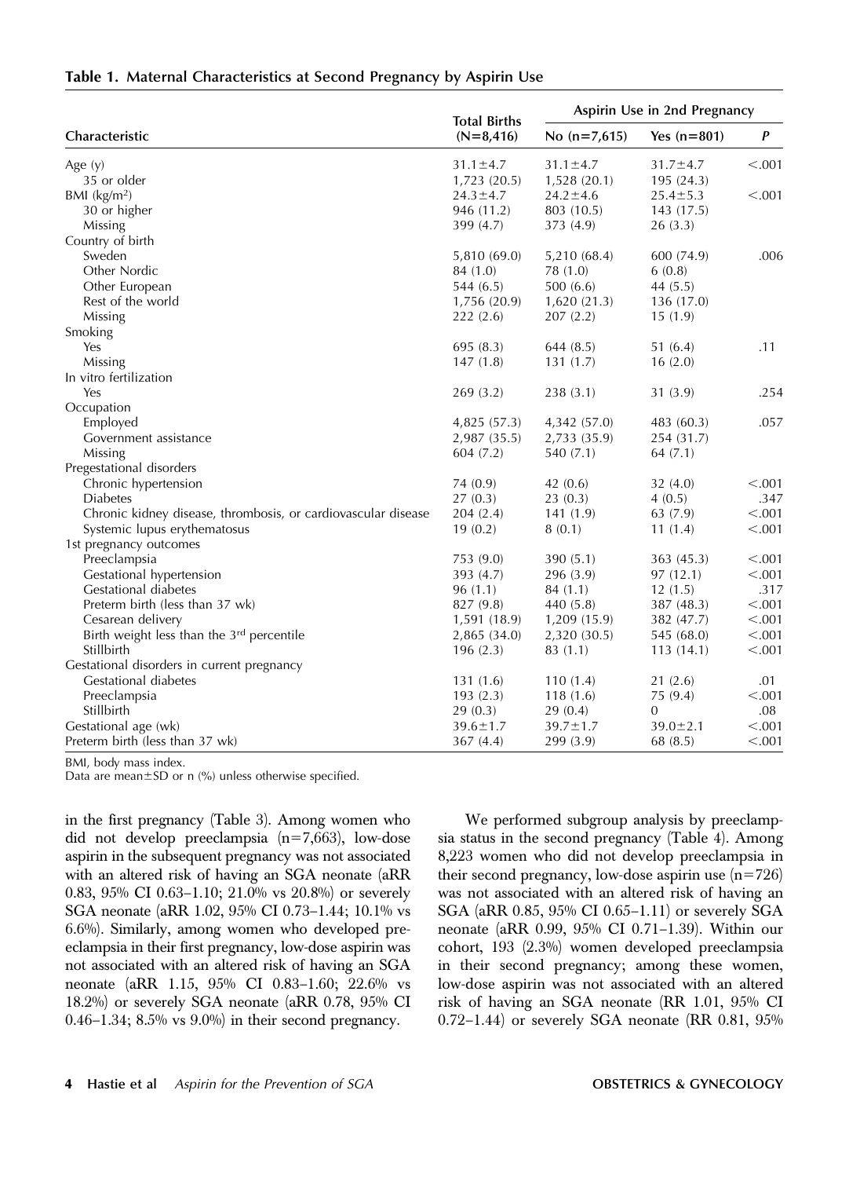**Table 1. Maternal Characteristics at Second Pregnancy by Aspirin Use**

| Characteristic | Total Births (N=8,416) | Aspirin Use in 2nd Pregnancy | | |
|---|---|---|---|---|
| | | No (n=7,615) | Yes (n=801) | *P* |
| Age (y) | 31.1±4.7 | 31.1±4.7 | 31.7±4.7 | <.001 |
| 35 or older | 1,723 (20.5) | 1,528 (20.1) | 195 (24.3) | |
| BMI (kg/m²) | 24.3±4.7 | 24.2±4.6 | 25.4±5.3 | <.001 |
| 30 or higher | 946 (11.2) | 803 (10.5) | 143 (17.5) | |
| Missing | 399 (4.7) | 373 (4.9) | 26 (3.3) | |
| Country of birth | | | | |
| Sweden | 5,810 (69.0) | 5,210 (68.4) | 600 (74.9) | .006 |
| Other Nordic | 84 (1.0) | 78 (1.0) | 6 (0.8) | |
| Other European | 544 (6.5) | 500 (6.6) | 44 (5.5) | |
| Rest of the world | 1,756 (20.9) | 1,620 (21.3) | 136 (17.0) | |
| Missing | 222 (2.6) | 207 (2.2) | 15 (1.9) | |
| Smoking | | | | |
| Yes | 695 (8.3) | 644 (8.5) | 51 (6.4) | .11 |
| Missing | 147 (1.8) | 131 (1.7) | 16 (2.0) | |
| In vitro fertilization | | | | |
| Yes | 269 (3.2) | 238 (3.1) | 31 (3.9) | .254 |
| Occupation | | | | |
| Employed | 4,825 (57.3) | 4,342 (57.0) | 483 (60.3) | .057 |
| Government assistance | 2,987 (35.5) | 2,733 (35.9) | 254 (31.7) | |
| Missing | 604 (7.2) | 540 (7.1) | 64 (7.1) | |
| Pregestational disorders | | | | |
| Chronic hypertension | 74 (0.9) | 42 (0.6) | 32 (4.0) | <.001 |
| Diabetes | 27 (0.3) | 23 (0.3) | 4 (0.5) | .347 |
| Chronic kidney disease, thrombosis, or cardiovascular disease | 204 (2.4) | 141 (1.9) | 63 (7.9) | <.001 |
| Systemic lupus erythematosus | 19 (0.2) | 8 (0.1) | 11 (1.4) | <.001 |
| 1st pregnancy outcomes | | | | |
| Preeclampsia | 753 (9.0) | 390 (5.1) | 363 (45.3) | <.001 |
| Gestational hypertension | 393 (4.7) | 296 (3.9) | 97 (12.1) | <.001 |
| Gestational diabetes | 96 (1.1) | 84 (1.1) | 12 (1.5) | .317 |
| Preterm birth (less than 37 wk) | 827 (9.8) | 440 (5.8) | 387 (48.3) | <.001 |
| Cesarean delivery | 1,591 (18.9) | 1,209 (15.9) | 382 (47.7) | <.001 |
| Birth weight less than the 3rd percentile | 2,865 (34.0) | 2,320 (30.5) | 545 (68.0) | <.001 |
| Stillbirth | 196 (2.3) | 83 (1.1) | 113 (14.1) | <.001 |
| Gestational disorders in current pregnancy | | | | |
| Gestational diabetes | 131 (1.6) | 110 (1.4) | 21 (2.6) | .01 |
| Preeclampsia | 193 (2.3) | 118 (1.6) | 75 (9.4) | <.001 |
| Stillbirth | 29 (0.3) | 29 (0.4) | 0 | .08 |
| Gestational age (wk) | 39.6±1.7 | 39.7±1.7 | 39.0±2.1 | <.001 |
| Preterm birth (less than 37 wk) | 367 (4.4) | 299 (3.9) | 68 (8.5) | <.001 |

BMI, body mass index.
Data are mean±SD or n (%) unless otherwise specified.

in the first pregnancy (Table 3). Among women who did not develop preeclampsia (n=7,663), low-dose aspirin in the subsequent pregnancy was not associated with an altered risk of having an SGA neonate (aRR 0.83, 95% CI 0.63–1.10; 21.0% vs 20.8%) or severely SGA neonate (aRR 1.02, 95% CI 0.73–1.44; 10.1% vs 6.6%). Similarly, among women who developed preeclampsia in their first pregnancy, low-dose aspirin was not associated with an altered risk of having an SGA neonate (aRR 1.15, 95% CI 0.83–1.60; 22.6% vs 18.2%) or severely SGA neonate (aRR 0.78, 95% CI 0.46–1.34; 8.5% vs 9.0%) in their second pregnancy.

We performed subgroup analysis by preeclampsia status in the second pregnancy (Table 4). Among 8,223 women who did not develop preeclampsia in their second pregnancy, low-dose aspirin use (n=726) was not associated with an altered risk of having an SGA (aRR 0.85, 95% CI 0.65–1.11) or severely SGA neonate (aRR 0.99, 95% CI 0.71–1.39). Within our cohort, 193 (2.3%) women developed preeclampsia in their second pregnancy; among these women, low-dose aspirin was not associated with an altered risk of having an SGA neonate (RR 1.01, 95% CI 0.72–1.44) or severely SGA neonate (RR 0.81, 95%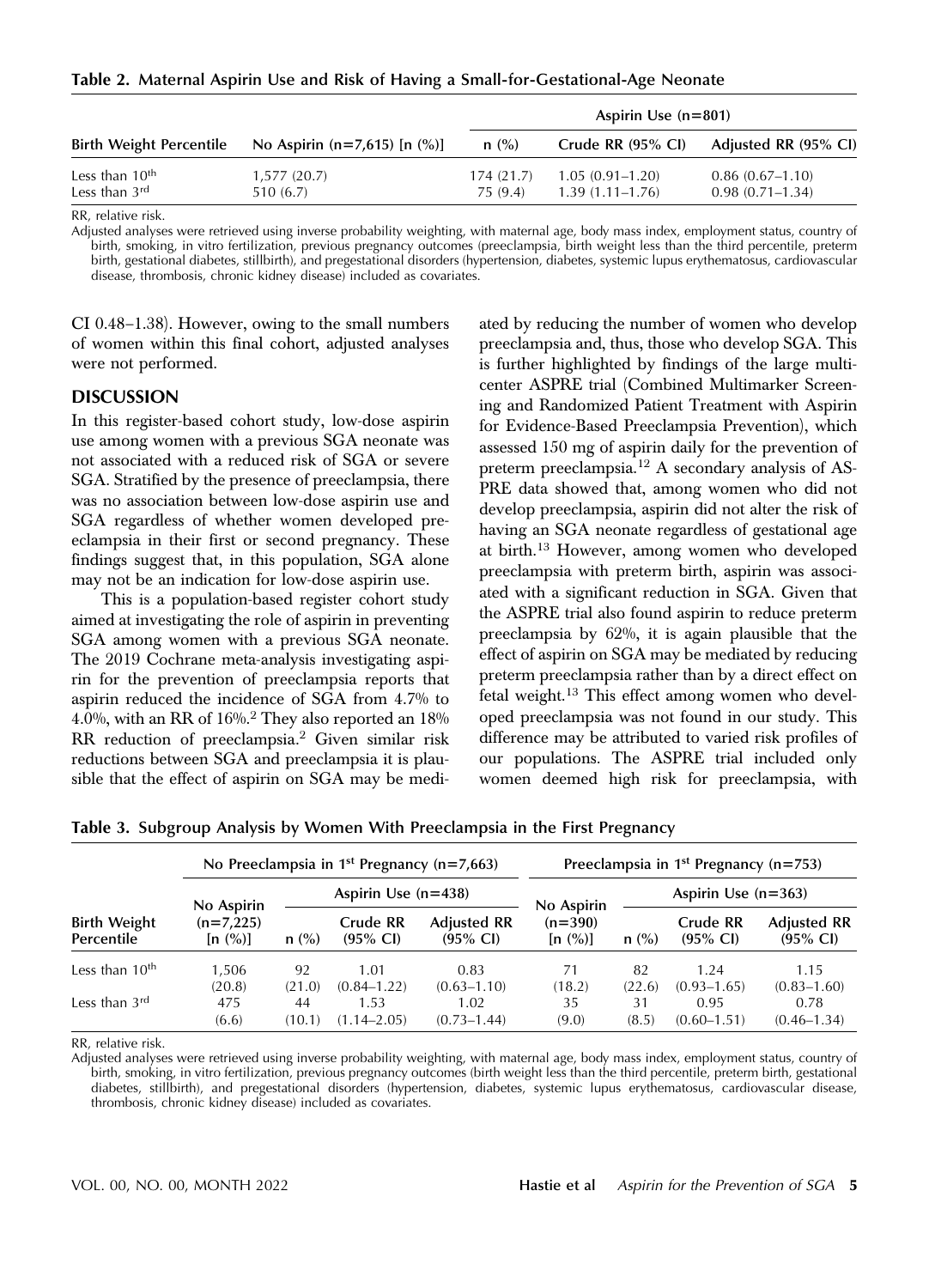**Table 2. Maternal Aspirin Use and Risk of Having a Small-for-Gestational-Age Neonate**

| Birth Weight Percentile | No Aspirin (n=7,615) [n (%)] | Aspirin Use (n=801) | | |
|---|---|---|---|---|
| | | n (%) | Crude RR (95% CI) | Adjusted RR (95% CI) |
| Less than 10th | 1,577 (20.7) | 174 (21.7) | 1.05 (0.91–1.20) | 0.86 (0.67–1.10) |
| Less than 3rd | 510 (6.7) | 75 (9.4) | 1.39 (1.11–1.76) | 0.98 (0.71–1.34) |

RR, relative risk.

Adjusted analyses were retrieved using inverse probability weighting, with maternal age, body mass index, employment status, country of birth, smoking, in vitro fertilization, previous pregnancy outcomes (preeclampsia, birth weight less than the third percentile, preterm birth, gestational diabetes, stillbirth), and pregestational disorders (hypertension, diabetes, systemic lupus erythematosus, cardiovascular disease, thrombosis, chronic kidney disease) included as covariates.

CI 0.48–1.38). However, owing to the small numbers of women within this final cohort, adjusted analyses were not performed.

## DISCUSSION

In this register-based cohort study, low-dose aspirin use among women with a previous SGA neonate was not associated with a reduced risk of SGA or severe SGA. Stratified by the presence of preeclampsia, there was no association between low-dose aspirin use and SGA regardless of whether women developed preeclampsia in their first or second pregnancy. These findings suggest that, in this population, SGA alone may not be an indication for low-dose aspirin use.

This is a population-based register cohort study aimed at investigating the role of aspirin in preventing SGA among women with a previous SGA neonate. The 2019 Cochrane meta-analysis investigating aspirin for the prevention of preeclampsia reports that aspirin reduced the incidence of SGA from 4.7% to 4.0%, with an RR of 16%.[2] They also reported an 18% RR reduction of preeclampsia.[2] Given similar risk reductions between SGA and preeclampsia it is plausible that the effect of aspirin on SGA may be mediated by reducing the number of women who develop preeclampsia and, thus, those who develop SGA. This is further highlighted by findings of the large multicenter ASPRE trial (Combined Multimarker Screening and Randomized Patient Treatment with Aspirin for Evidence-Based Preeclampsia Prevention), which assessed 150 mg of aspirin daily for the prevention of preterm preeclampsia.[12] A secondary analysis of ASPRE data showed that, among women who did not develop preeclampsia, aspirin did not alter the risk of having an SGA neonate regardless of gestational age at birth.[13] However, among women who developed preeclampsia with preterm birth, aspirin was associated with a significant reduction in SGA. Given that the ASPRE trial also found aspirin to reduce preterm preeclampsia by 62%, it is again plausible that the effect of aspirin on SGA may be mediated by reducing preterm preeclampsia rather than by a direct effect on fetal weight.[13] This effect among women who developed preeclampsia was not found in our study. This difference may be attributed to varied risk profiles of our populations. The ASPRE trial included only women deemed high risk for preeclampsia, with

**Table 3. Subgroup Analysis by Women With Preeclampsia in the First Pregnancy**

| Birth Weight Percentile | No Preeclampsia in 1st Pregnancy (n=7,663) | | | | Preeclampsia in 1st Pregnancy (n=753) | | | |
|---|---|---|---|---|---|---|---|---|
| | No Aspirin (n=7,225) [n (%)] | Aspirin Use (n=438) | | | No Aspirin (n=390) [n (%)] | Aspirin Use (n=363) | | |
| | | n (%) | Crude RR (95% CI) | Adjusted RR (95% CI) | | n (%) | Crude RR (95% CI) | Adjusted RR (95% CI) |
| Less than 10th | 1,506 (20.8) | 92 (21.0) | 1.01 (0.84–1.22) | 0.83 (0.63–1.10) | 71 (18.2) | 82 (22.6) | 1.24 (0.93–1.65) | 1.15 (0.83–1.60) |
| Less than 3rd | 475 (6.6) | 44 (10.1) | 1.53 (1.14–2.05) | 1.02 (0.73–1.44) | 35 (9.0) | 31 (8.5) | 0.95 (0.60–1.51) | 0.78 (0.46–1.34) |

RR, relative risk.

Adjusted analyses were retrieved using inverse probability weighting, with maternal age, body mass index, employment status, country of birth, smoking, in vitro fertilization, previous pregnancy outcomes (birth weight less than the third percentile, preterm birth, gestational diabetes, stillbirth), and pregestational disorders (hypertension, diabetes, systemic lupus erythematosus, cardiovascular disease, thrombosis, chronic kidney disease) included as covariates.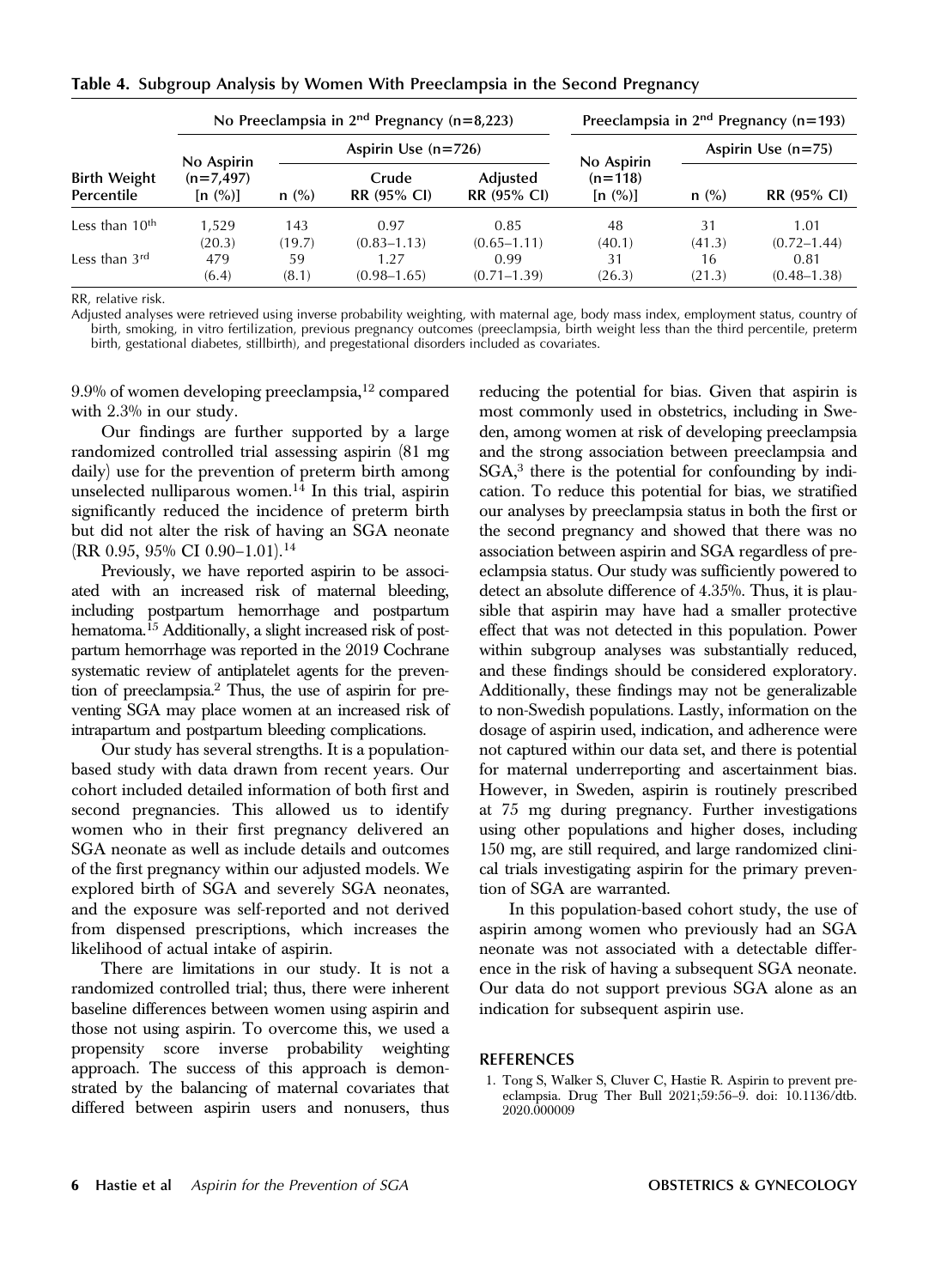**Table 4. Subgroup Analysis by Women With Preeclampsia in the Second Pregnancy**

| Birth Weight Percentile | No Preeclampsia in 2nd Pregnancy (n=8,223) | | | | Preeclampsia in 2nd Pregnancy (n=193) | | |
|---|---|---|---|---|---|---|---|
| | No Aspirin (n=7,497) [n (%)] | Aspirin Use (n=726) | | | No Aspirin (n=118) [n (%)] | Aspirin Use (n=75) | |
| | | n (%) | Crude RR (95% CI) | Adjusted RR (95% CI) | | n (%) | RR (95% CI) |
| Less than 10th | 1,529 (20.3) | 143 (19.7) | 0.97 (0.83–1.13) | 0.85 (0.65–1.11) | 48 (40.1) | 31 (41.3) | 1.01 (0.72–1.44) |
| Less than 3rd | 479 (6.4) | 59 (8.1) | 1.27 (0.98–1.65) | 0.99 (0.71–1.39) | 31 (26.3) | 16 (21.3) | 0.81 (0.48–1.38) |

RR, relative risk.

Adjusted analyses were retrieved using inverse probability weighting, with maternal age, body mass index, employment status, country of birth, smoking, in vitro fertilization, previous pregnancy outcomes (preeclampsia, birth weight less than the third percentile, preterm birth, gestational diabetes, stillbirth), and pregestational disorders included as covariates.

9.9% of women developing preeclampsia,[12] compared with 2.3% in our study.

Our findings are further supported by a large randomized controlled trial assessing aspirin (81 mg daily) use for the prevention of preterm birth among unselected nulliparous women.[14] In this trial, aspirin significantly reduced the incidence of preterm birth but did not alter the risk of having an SGA neonate (RR 0.95, 95% CI 0.90–1.01).[14]

Previously, we have reported aspirin to be associated with an increased risk of maternal bleeding, including postpartum hemorrhage and postpartum hematoma.[15] Additionally, a slight increased risk of postpartum hemorrhage was reported in the 2019 Cochrane systematic review of antiplatelet agents for the prevention of preeclampsia.[2] Thus, the use of aspirin for preventing SGA may place women at an increased risk of intrapartum and postpartum bleeding complications.

Our study has several strengths. It is a population-based study with data drawn from recent years. Our cohort included detailed information of both first and second pregnancies. This allowed us to identify women who in their first pregnancy delivered an SGA neonate as well as include details and outcomes of the first pregnancy within our adjusted models. We explored birth of SGA and severely SGA neonates, and the exposure was self-reported and not derived from dispensed prescriptions, which increases the likelihood of actual intake of aspirin.

There are limitations in our study. It is not a randomized controlled trial; thus, there were inherent baseline differences between women using aspirin and those not using aspirin. To overcome this, we used a propensity score inverse probability weighting approach. The success of this approach is demonstrated by the balancing of maternal covariates that differed between aspirin users and nonusers, thus reducing the potential for bias. Given that aspirin is most commonly used in obstetrics, including in Sweden, among women at risk of developing preeclampsia and the strong association between preeclampsia and SGA,[3] there is the potential for confounding by indication. To reduce this potential for bias, we stratified our analyses by preeclampsia status in both the first or the second pregnancy and showed that there was no association between aspirin and SGA regardless of preeclampsia status. Our study was sufficiently powered to detect an absolute difference of 4.35%. Thus, it is plausible that aspirin may have had a smaller protective effect that was not detected in this population. Power within subgroup analyses was substantially reduced, and these findings should be considered exploratory. Additionally, these findings may not be generalizable to non-Swedish populations. Lastly, information on the dosage of aspirin used, indication, and adherence were not captured within our data set, and there is potential for maternal underreporting and ascertainment bias. However, in Sweden, aspirin is routinely prescribed at 75 mg during pregnancy. Further investigations using other populations and higher doses, including 150 mg, are still required, and large randomized clinical trials investigating aspirin for the primary prevention of SGA are warranted.

In this population-based cohort study, the use of aspirin among women who previously had an SGA neonate was not associated with a detectable difference in the risk of having a subsequent SGA neonate. Our data do not support previous SGA alone as an indication for subsequent aspirin use.

## REFERENCES

1. Tong S, Walker S, Cluver C, Hastie R. Aspirin to prevent preeclampsia. Drug Ther Bull 2021;59:56–9. doi: 10.1136/dtb.2020.000009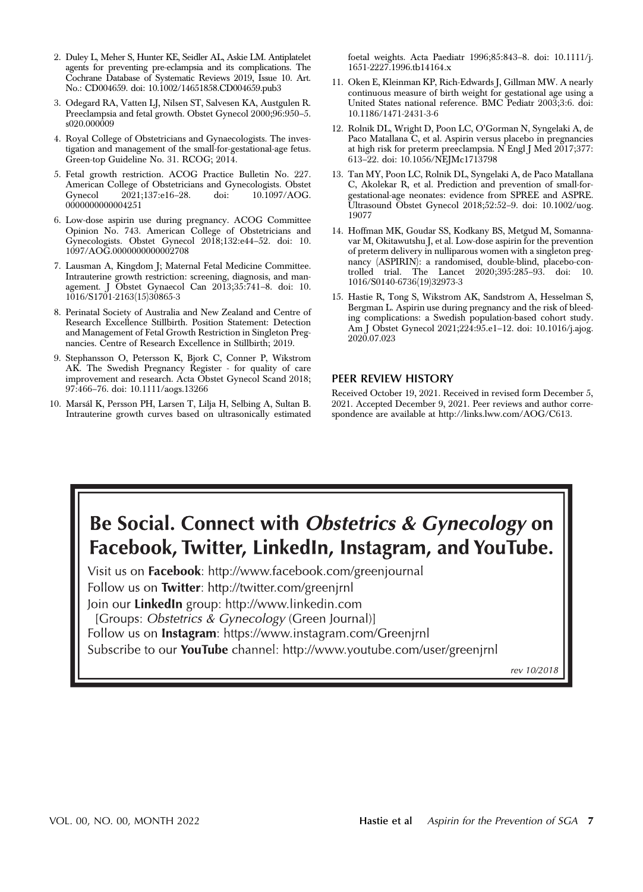2. Duley L, Meher S, Hunter KE, Seidler AL, Askie LM. Antiplatelet agents for preventing pre-eclampsia and its complications. The Cochrane Database of Systematic Reviews 2019, Issue 10. Art. No.: CD004659. doi: 10.1002/14651858.CD004659.pub3
3. Odegard RA, Vatten LJ, Nilsen ST, Salvesen KA, Austgulen R. Preeclampsia and fetal growth. Obstet Gynecol 2000;96:950–5. s020.000009
4. Royal College of Obstetricians and Gynaecologists. The investigation and management of the small-for-gestational-age fetus. Green-top Guideline No. 31. RCOG; 2014.
5. Fetal growth restriction. ACOG Practice Bulletin No. 227. American College of Obstetricians and Gynecologists. Obstet Gynecol 2021;137:e16–28. doi: 10.1097/AOG.0000000000004251
6. Low-dose aspirin use during pregnancy. ACOG Committee Opinion No. 743. American College of Obstetricians and Gynecologists. Obstet Gynecol 2018;132:e44–52. doi: 10.1097/AOG.0000000000002708
7. Lausman A, Kingdom J; Maternal Fetal Medicine Committee. Intrauterine growth restriction: screening, diagnosis, and management. J Obstet Gynaecol Can 2013;35:741–8. doi: 10.1016/S1701-2163(15)30865-3
8. Perinatal Society of Australia and New Zealand and Centre of Research Excellence Stillbirth. Position Statement: Detection and Management of Fetal Growth Restriction in Singleton Pregnancies. Centre of Research Excellence in Stillbirth; 2019.
9. Stephansson O, Petersson K, Bjork C, Conner P, Wikstrom AK. The Swedish Pregnancy Register - for quality of care improvement and research. Acta Obstet Gynecol Scand 2018; 97:466–76. doi: 10.1111/aogs.13266
10. Marsál K, Persson PH, Larsen T, Lilja H, Selbing A, Sultan B. Intrauterine growth curves based on ultrasonically estimated foetal weights. Acta Paediatr 1996;85:843–8. doi: 10.1111/j.1651-2227.1996.tb14164.x
11. Oken E, Kleinman KP, Rich-Edwards J, Gillman MW. A nearly continuous measure of birth weight for gestational age using a United States national reference. BMC Pediatr 2003;3:6. doi: 10.1186/1471-2431-3-6
12. Rolnik DL, Wright D, Poon LC, O'Gorman N, Syngelaki A, de Paco Matallana C, et al. Aspirin versus placebo in pregnancies at high risk for preterm preeclampsia. N Engl J Med 2017;377: 613–22. doi: 10.1056/NEJMc1713798
13. Tan MY, Poon LC, Rolnik DL, Syngelaki A, de Paco Matallana C, Akolekar R, et al. Prediction and prevention of small-for-gestational-age neonates: evidence from SPREE and ASPRE. Ultrasound Obstet Gynecol 2018;52:52–9. doi: 10.1002/uog.19077
14. Hoffman MK, Goudar SS, Kodkany BS, Metgud M, Somannavar M, Okitawutshu J, et al. Low-dose aspirin for the prevention of preterm delivery in nulliparous women with a singleton pregnancy (ASPIRIN): a randomised, double-blind, placebo-controlled trial. The Lancet 2020;395:285–93. doi: 10.1016/S0140-6736(19)32973-3
15. Hastie R, Tong S, Wikstrom AK, Sandstrom A, Hesselman S, Bergman L. Aspirin use during pregnancy and the risk of bleeding complications: a Swedish population-based cohort study. Am J Obstet Gynecol 2021;224:95.e1–12. doi: 10.1016/j.ajog.2020.07.023

## PEER REVIEW HISTORY

Received October 19, 2021. Received in revised form December 5, 2021. Accepted December 9, 2021. Peer reviews and author correspondence are available at http://links.lww.com/AOG/C613.

## Be Social. Connect with *Obstetrics & Gynecology* on Facebook, Twitter, LinkedIn, Instagram, and YouTube.

Visit us on **Facebook**: http://www.facebook.com/greenjournal
Follow us on **Twitter**: http://twitter.com/greenjrnl
Join our **LinkedIn** group: http://www.linkedin.com
[Groups: *Obstetrics & Gynecology* (Green Journal)]
Follow us on **Instagram**: https://www.instagram.com/Greenjrnl
Subscribe to our **YouTube** channel: http://www.youtube.com/user/greenjrnl

*rev 10/2018*